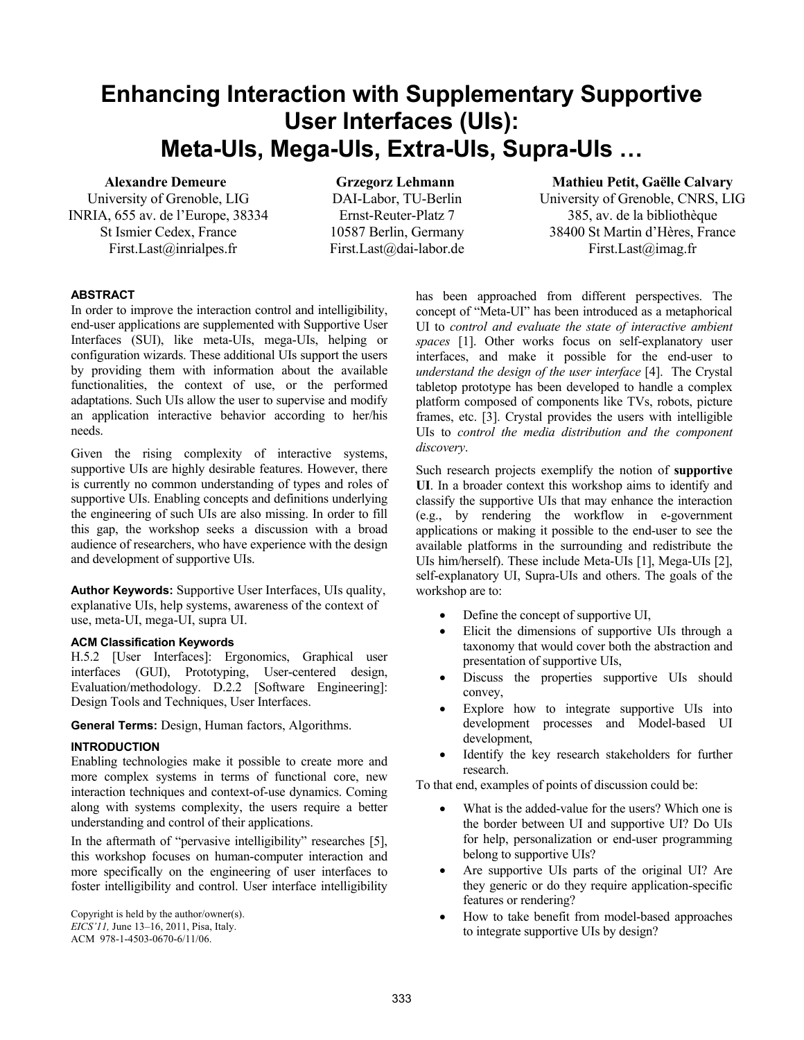# Enhancing Interaction with Supplementary Supportive User Interfaces (UIs): Meta-UIs, Mega-UIs, Extra-UIs, Supra-UIs …

**Alexandre Demeure**
University of Grenoble, LIG
INRIA, 655 av. de l'Europe, 38334
St Ismier Cedex, France
First.Last@inrialpes.fr

**Grzegorz Lehmann**
DAI-Labor, TU-Berlin
Ernst-Reuter-Platz 7
10587 Berlin, Germany
First.Last@dai-labor.de

**Mathieu Petit, Gaëlle Calvary**
University of Grenoble, CNRS, LIG
385, av. de la bibliothèque
38400 St Martin d'Hères, France
First.Last@imag.fr

### ABSTRACT

In order to improve the interaction control and intelligibility, end-user applications are supplemented with Supportive User Interfaces (SUI), like meta-UIs, mega-UIs, helping or configuration wizards. These additional UIs support the users by providing them with information about the available functionalities, the context of use, or the performed adaptations. Such UIs allow the user to supervise and modify an application interactive behavior according to her/his needs.

Given the rising complexity of interactive systems, supportive UIs are highly desirable features. However, there is currently no common understanding of types and roles of supportive UIs. Enabling concepts and definitions underlying the engineering of such UIs are also missing. In order to fill this gap, the workshop seeks a discussion with a broad audience of researchers, who have experience with the design and development of supportive UIs.

**Author Keywords:** Supportive User Interfaces, UIs quality, explanative UIs, help systems, awareness of the context of use, meta-UI, mega-UI, supra UI.

### ACM Classification Keywords

H.5.2 [User Interfaces]: Ergonomics, Graphical user interfaces (GUI), Prototyping, User-centered design, Evaluation/methodology. D.2.2 [Software Engineering]: Design Tools and Techniques, User Interfaces.

**General Terms:** Design, Human factors, Algorithms.

### INTRODUCTION

Enabling technologies make it possible to create more and more complex systems in terms of functional core, new interaction techniques and context-of-use dynamics. Coming along with systems complexity, the users require a better understanding and control of their applications.

In the aftermath of "pervasive intelligibility" researches [5], this workshop focuses on human-computer interaction and more specifically on the engineering of user interfaces to foster intelligibility and control. User interface intelligibility has been approached from different perspectives. The concept of "Meta-UI" has been introduced as a metaphorical UI to *control and evaluate the state of interactive ambient spaces* [1]. Other works focus on self-explanatory user interfaces, and make it possible for the end-user to *understand the design of the user interface* [4]. The Crystal tabletop prototype has been developed to handle a complex platform composed of components like TVs, robots, picture frames, etc. [3]. Crystal provides the users with intelligible UIs to *control the media distribution and the component discovery*.

Such research projects exemplify the notion of **supportive UI**. In a broader context this workshop aims to identify and classify the supportive UIs that may enhance the interaction (e.g., by rendering the workflow in e-government applications or making it possible to the end-user to see the available platforms in the surrounding and redistribute the UIs him/herself). These include Meta-UIs [1], Mega-UIs [2], self-explanatory UI, Supra-UIs and others. The goals of the workshop are to:

- Define the concept of supportive UI,
- Elicit the dimensions of supportive UIs through a taxonomy that would cover both the abstraction and presentation of supportive UIs,
- Discuss the properties supportive UIs should convey,
- Explore how to integrate supportive UIs into development processes and Model-based UI development,
- Identify the key research stakeholders for further research.

To that end, examples of points of discussion could be:

- What is the added-value for the users? Which one is the border between UI and supportive UI? Do UIs for help, personalization or end-user programming belong to supportive UIs?
- Are supportive UIs parts of the original UI? Are they generic or do they require application-specific features or rendering?
- How to take benefit from model-based approaches to integrate supportive UIs by design?

Copyright is held by the author/owner(s).
*EICS'11,* June 13–16, 2011, Pisa, Italy.
ACM 978-1-4503-0670-6/11/06.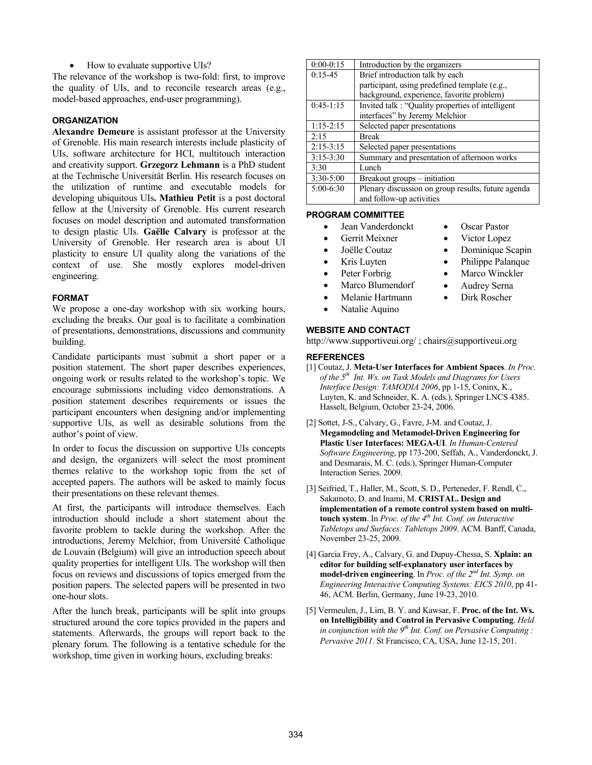- How to evaluate supportive UIs?

The relevance of the workshop is two-fold: first, to improve the quality of UIs, and to reconcile research areas (e.g., model-based approaches, end-user programming).

## ORGANIZATION

**Alexandre Demeure** is assistant professor at the University of Grenoble. His main research interests include plasticity of UIs, software architecture for HCI, multitouch interaction and creativity support. **Grzegorz Lehmann** is a PhD student at the Technische Universität Berlin. His research focuses on the utilization of runtime and executable models for developing ubiquitous UIs**.** **Mathieu Petit** is a post doctoral fellow at the University of Grenoble. His current research focuses on model description and automated transformation to design plastic UIs. **Gaëlle Calvary** is professor at the University of Grenoble. Her research area is about UI plasticity to ensure UI quality along the variations of the context of use. She mostly explores model-driven engineering.

## FORMAT

We propose a one-day workshop with six working hours, excluding the breaks. Our goal is to facilitate a combination of presentations, demonstrations, discussions and community building.

Candidate participants must submit a short paper or a position statement. The short paper describes experiences, ongoing work or results related to the workshop's topic. We encourage submissions including video demonstrations. A position statement describes requirements or issues the participant encounters when designing and/or implementing supportive UIs, as well as desirable solutions from the author's point of view.

In order to focus the discussion on supportive UIs concepts and design, the organizers will select the most prominent themes relative to the workshop topic from the set of accepted papers. The authors will be asked to mainly focus their presentations on these relevant themes.

At first, the participants will introduce themselves. Each introduction should include a short statement about the favorite problem to tackle during the workshop. After the introductions, Jeremy Melchior, from Université Catholique de Louvain (Belgium) will give an introduction speech about quality properties for intelligent UIs. The workshop will then focus on reviews and discussions of topics emerged from the position papers. The selected papers will be presented in two one-hour slots.

After the lunch break, participants will be split into groups structured around the core topics provided in the papers and statements. Afterwards, the groups will report back to the plenary forum. The following is a tentative schedule for the workshop, time given in working hours, excluding breaks:

| | |
|---|---|
| 0:00-0:15 | Introduction by the organizers |
| 0:15-45 | Brief introduction talk by each participant, using predefined template (e.g., background, experience, favorite problem) |
| 0:45-1:15 | Invited talk : "Quality properties of intelligent interfaces" by Jeremy Melchior |
| 1:15-2:15 | Selected paper presentations |
| 2:15 | Break |
| 2:15-3:15 | Selected paper presentations |
| 3:15-3:30 | Summary and presentation of afternoon works |
| 3:30 | Lunch |
| 3:30-5:00 | Breakout groups – initiation |
| 5:00-6:30 | Plenary discussion on group results, future agenda and follow-up activities |

## PROGRAM COMMITTEE

- Jean Vanderdonckt
- Gerrit Meixner
- Joëlle Coutaz
- Kris Luyten
- Peter Forbrig
- Marco Blumendorf
- Melanie Hartmann
- Natalie Aquino
- Oscar Pastor
- Victor Lopez
- Dominique Scapin
- Philippe Palanque
- Marco Winckler
- Audrey Serna
- Dirk Roscher

## WEBSITE AND CONTACT

http://www.supportiveui.org/ ; chairs@supportiveui.org

## REFERENCES

[1] Coutaz, J. **Meta-User Interfaces for Ambient Spaces**. *In Proc. of the 5th Int. Ws. on Task Models and Diagrams for Users Interface Design: TAMODIA 2006*, pp 1-15, Coninx, K., Luyten, K. and Schneider, K. A. (eds.), Springer LNCS 4385. Hasselt, Belgium, October 23-24, 2006.

[2] Sottet, J-S., Calvary, G., Favre, J-M. and Coutaz, J. **Megamodeling and Metamodel-Driven Engineering for Plastic User Interfaces: MEGA-UI**. *In Human-Centered Software Engineering*, pp 173-200, Seffah, A., Vanderdonckt, J. and Desmarais, M. C. (eds.), Springer Human-Computer Interaction Series. 2009.

[3] Seifried, T., Haller, M., Scott, S. D., Perteneder, F. Rendl, C., Sakamoto, D. and Inami, M. **CRISTAL. Design and implementation of a remote control system based on multi-touch system**. In *Proc. of the 4th Int. Conf. on Interactive Tabletops and Surfaces: Tabletops 2009*. ACM. Banff, Canada, November 23-25, 2009.

[4] Garcia Frey, A., Calvary, G. and Dupuy-Chessa, S. **Xplain: an editor for building self-explanatory user interfaces by model-driven engineering**. In *Proc. of the 2nd Int. Symp. on Engineering Interactive Computing Systems: EICS 2010*, pp 41-46, ACM. Berlin, Germany, June 19-23, 2010.

[5] Vermeulen, J., Lim, B. Y. and Kawsar, F. **Proc. of the Int. Ws. on Intelligibility and Control in Pervasive Computing**. *Held in conjunction with the 9th Int. Conf. on Pervasive Computing : Pervasive 2011*. St Francisco, CA, USA, June 12-15, 201.